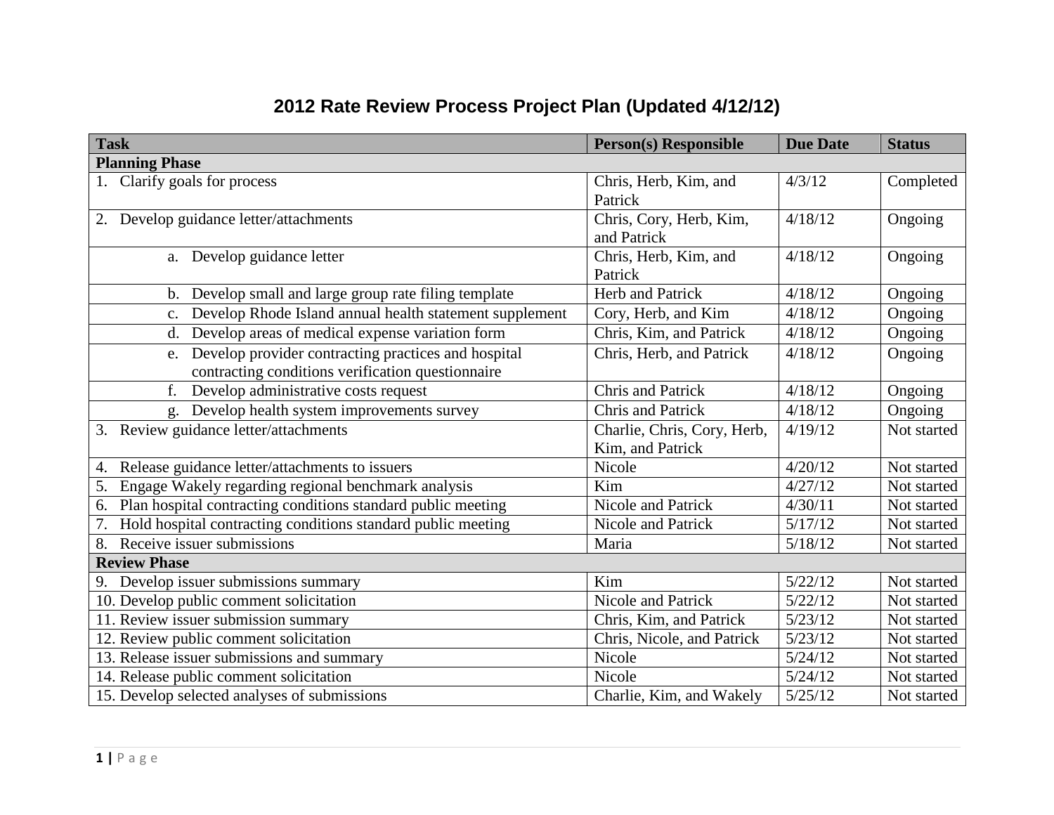# 2012 Rate Review Process Project Plan (Updated 4/12/12)

| Task | Person(s) Responsible | Due Date | Status |
|---|---|---|---|
| **Planning Phase** | | | |
| 1. Clarify goals for process | Chris, Herb, Kim, and Patrick | 4/3/12 | Completed |
| 2. Develop guidance letter/attachments | Chris, Cory, Herb, Kim, and Patrick | 4/18/12 | Ongoing |
| a. Develop guidance letter | Chris, Herb, Kim, and Patrick | 4/18/12 | Ongoing |
| b. Develop small and large group rate filing template | Herb and Patrick | 4/18/12 | Ongoing |
| c. Develop Rhode Island annual health statement supplement | Cory, Herb, and Kim | 4/18/12 | Ongoing |
| d. Develop areas of medical expense variation form | Chris, Kim, and Patrick | 4/18/12 | Ongoing |
| e. Develop provider contracting practices and hospital contracting conditions verification questionnaire | Chris, Herb, and Patrick | 4/18/12 | Ongoing |
| f. Develop administrative costs request | Chris and Patrick | 4/18/12 | Ongoing |
| g. Develop health system improvements survey | Chris and Patrick | 4/18/12 | Ongoing |
| 3. Review guidance letter/attachments | Charlie, Chris, Cory, Herb, Kim, and Patrick | 4/19/12 | Not started |
| 4. Release guidance letter/attachments to issuers | Nicole | 4/20/12 | Not started |
| 5. Engage Wakely regarding regional benchmark analysis | Kim | 4/27/12 | Not started |
| 6. Plan hospital contracting conditions standard public meeting | Nicole and Patrick | 4/30/11 | Not started |
| 7. Hold hospital contracting conditions standard public meeting | Nicole and Patrick | 5/17/12 | Not started |
| 8. Receive issuer submissions | Maria | 5/18/12 | Not started |
| **Review Phase** | | | |
| 9. Develop issuer submissions summary | Kim | 5/22/12 | Not started |
| 10. Develop public comment solicitation | Nicole and Patrick | 5/22/12 | Not started |
| 11. Review issuer submission summary | Chris, Kim, and Patrick | 5/23/12 | Not started |
| 12. Review public comment solicitation | Chris, Nicole, and Patrick | 5/23/12 | Not started |
| 13. Release issuer submissions and summary | Nicole | 5/24/12 | Not started |
| 14. Release public comment solicitation | Nicole | 5/24/12 | Not started |
| 15. Develop selected analyses of submissions | Charlie, Kim, and Wakely | 5/25/12 | Not started |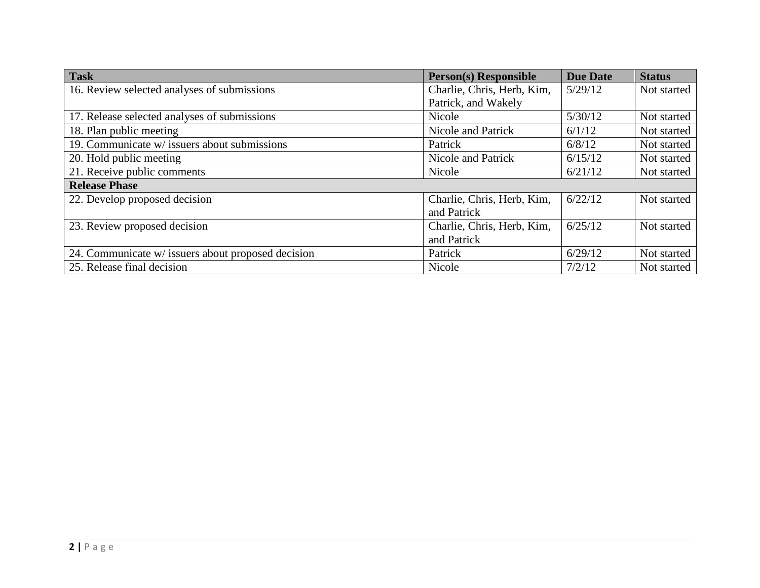| Task | Person(s) Responsible | Due Date | Status |
| --- | --- | --- | --- |
| 16. Review selected analyses of submissions | Charlie, Chris, Herb, Kim, Patrick, and Wakely | 5/29/12 | Not started |
| 17. Release selected analyses of submissions | Nicole | 5/30/12 | Not started |
| 18. Plan public meeting | Nicole and Patrick | 6/1/12 | Not started |
| 19. Communicate w/ issuers about submissions | Patrick | 6/8/12 | Not started |
| 20. Hold public meeting | Nicole and Patrick | 6/15/12 | Not started |
| 21. Receive public comments | Nicole | 6/21/12 | Not started |
| **Release Phase** | | | |
| 22. Develop proposed decision | Charlie, Chris, Herb, Kim, and Patrick | 6/22/12 | Not started |
| 23. Review proposed decision | Charlie, Chris, Herb, Kim, and Patrick | 6/25/12 | Not started |
| 24. Communicate w/ issuers about proposed decision | Patrick | 6/29/12 | Not started |
| 25. Release final decision | Nicole | 7/2/12 | Not started |